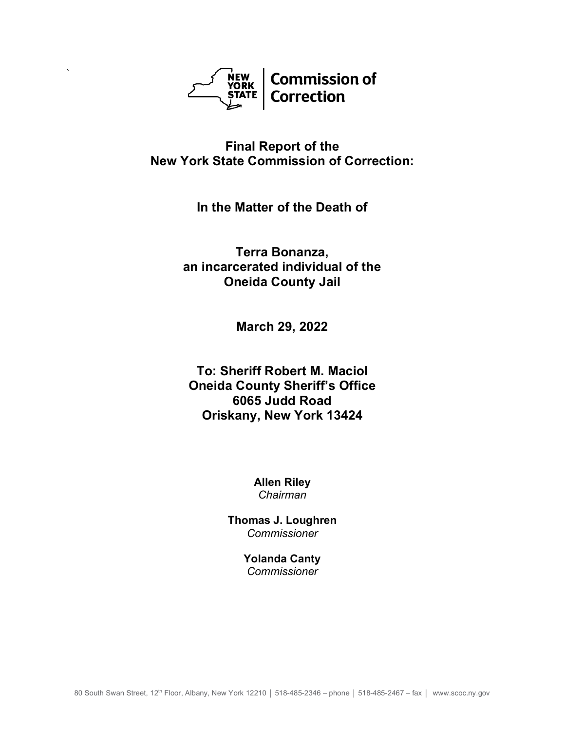New York State Commission of Correction

# Final Report of the New York State Commission of Correction:

## In the Matter of the Death of

## Terra Bonanza, an incarcerated individual of the Oneida County Jail

**March 29, 2022**

**To: Sheriff Robert M. Maciol**
**Oneida County Sheriff's Office**
**6065 Judd Road**
**Oriskany, New York 13424**

**Allen Riley**
*Chairman*

**Thomas J. Loughren**
*Commissioner*

**Yolanda Canty**
*Commissioner*

80 South Swan Street, 12th Floor, Albany, New York 12210 │ 518-485-2346 – phone │ 518-485-2467 – fax │ www.scoc.ny.gov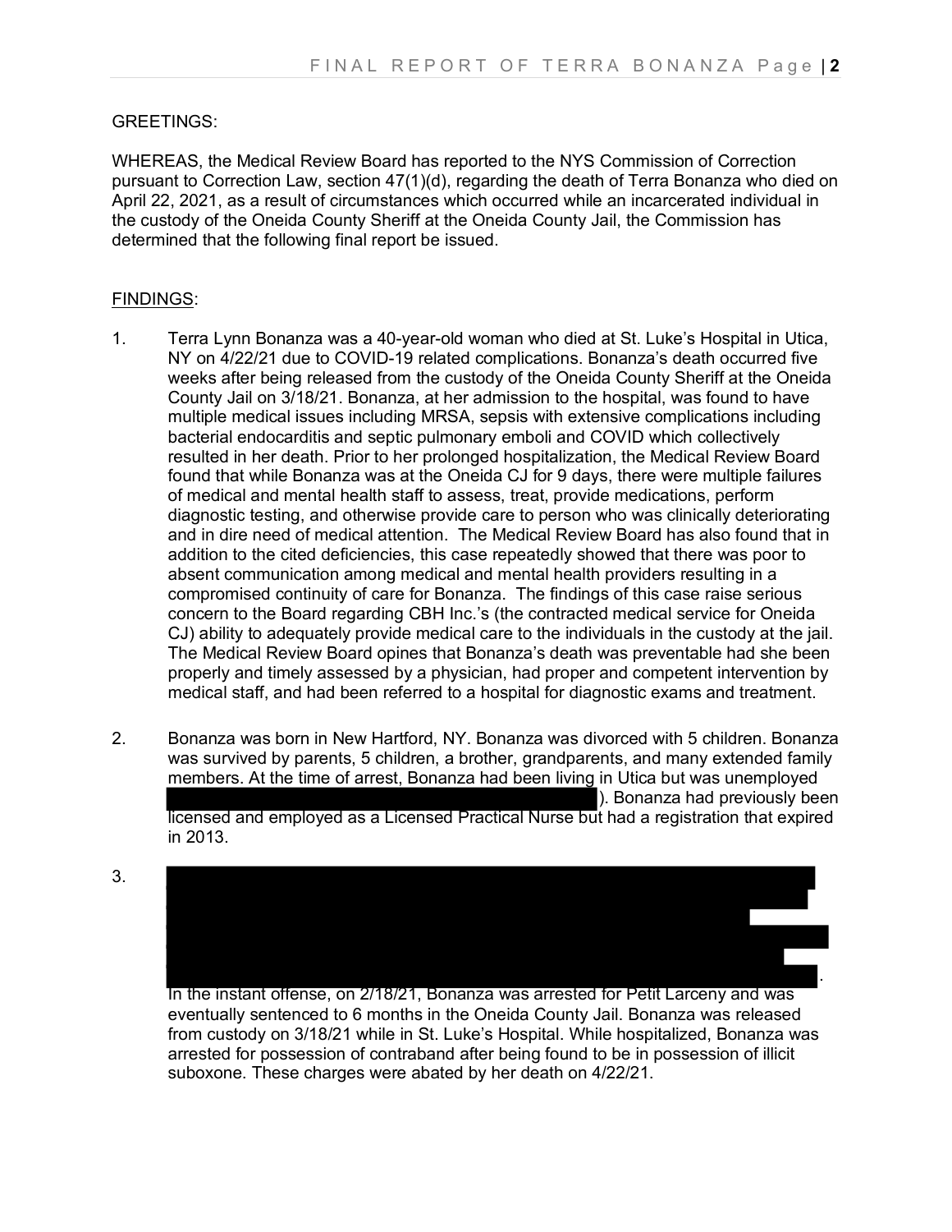GREETINGS:

WHEREAS, the Medical Review Board has reported to the NYS Commission of Correction pursuant to Correction Law, section 47(1)(d), regarding the death of Terra Bonanza who died on April 22, 2021, as a result of circumstances which occurred while an incarcerated individual in the custody of the Oneida County Sheriff at the Oneida County Jail, the Commission has determined that the following final report be issued.

FINDINGS:

1. Terra Lynn Bonanza was a 40-year-old woman who died at St. Luke's Hospital in Utica, NY on 4/22/21 due to COVID-19 related complications. Bonanza's death occurred five weeks after being released from the custody of the Oneida County Sheriff at the Oneida County Jail on 3/18/21. Bonanza, at her admission to the hospital, was found to have multiple medical issues including MRSA, sepsis with extensive complications including bacterial endocarditis and septic pulmonary emboli and COVID which collectively resulted in her death. Prior to her prolonged hospitalization, the Medical Review Board found that while Bonanza was at the Oneida CJ for 9 days, there were multiple failures of medical and mental health staff to assess, treat, provide medications, perform diagnostic testing, and otherwise provide care to person who was clinically deteriorating and in dire need of medical attention. The Medical Review Board has also found that in addition to the cited deficiencies, this case repeatedly showed that there was poor to absent communication among medical and mental health providers resulting in a compromised continuity of care for Bonanza. The findings of this case raise serious concern to the Board regarding CBH Inc.'s (the contracted medical service for Oneida CJ) ability to adequately provide medical care to the individuals in the custody at the jail. The Medical Review Board opines that Bonanza's death was preventable had she been properly and timely assessed by a physician, had proper and competent intervention by medical staff, and had been referred to a hospital for diagnostic exams and treatment.

2. Bonanza was born in New Hartford, NY. Bonanza was divorced with 5 children. Bonanza was survived by parents, 5 children, a brother, grandparents, and many extended family members. At the time of arrest, Bonanza had been living in Utica but was unemployed [REDACTED]). Bonanza had previously been licensed and employed as a Licensed Practical Nurse but had a registration that expired in 2013.

3. [REDACTED]. In the instant offense, on 2/18/21, Bonanza was arrested for Petit Larceny and was eventually sentenced to 6 months in the Oneida County Jail. Bonanza was released from custody on 3/18/21 while in St. Luke's Hospital. While hospitalized, Bonanza was arrested for possession of contraband after being found to be in possession of illicit suboxone. These charges were abated by her death on 4/22/21.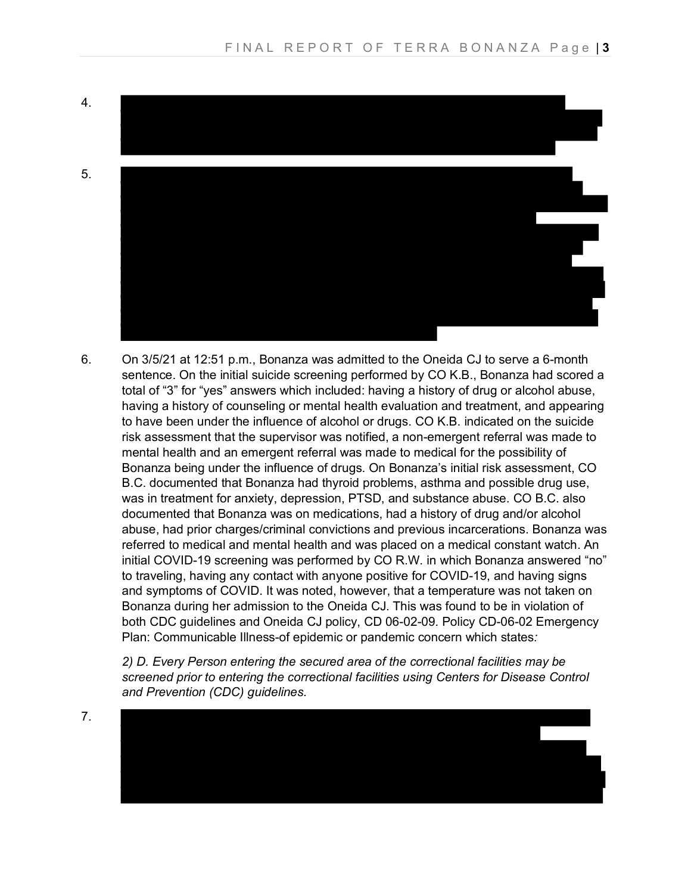4. [REDACTED]

5. [REDACTED]

6. On 3/5/21 at 12:51 p.m., Bonanza was admitted to the Oneida CJ to serve a 6-month sentence. On the initial suicide screening performed by CO K.B., Bonanza had scored a total of "3" for "yes" answers which included: having a history of drug or alcohol abuse, having a history of counseling or mental health evaluation and treatment, and appearing to have been under the influence of alcohol or drugs. CO K.B. indicated on the suicide risk assessment that the supervisor was notified, a non-emergent referral was made to mental health and an emergent referral was made to medical for the possibility of Bonanza being under the influence of drugs. On Bonanza's initial risk assessment, CO B.C. documented that Bonanza had thyroid problems, asthma and possible drug use, was in treatment for anxiety, depression, PTSD, and substance abuse. CO B.C. also documented that Bonanza was on medications, had a history of drug and/or alcohol abuse, had prior charges/criminal convictions and previous incarcerations. Bonanza was referred to medical and mental health and was placed on a medical constant watch. An initial COVID-19 screening was performed by CO R.W. in which Bonanza answered "no" to traveling, having any contact with anyone positive for COVID-19, and having signs and symptoms of COVID. It was noted, however, that a temperature was not taken on Bonanza during her admission to the Oneida CJ. This was found to be in violation of both CDC guidelines and Oneida CJ policy, CD 06-02-09*.* Policy CD-06-02 Emergency Plan: Communicable Illness-of epidemic or pandemic concern which states*:*

   *2) D. Every Person entering the secured area of the correctional facilities may be screened prior to entering the correctional facilities using Centers for Disease Control and Prevention (CDC) guidelines.*

7. [REDACTED]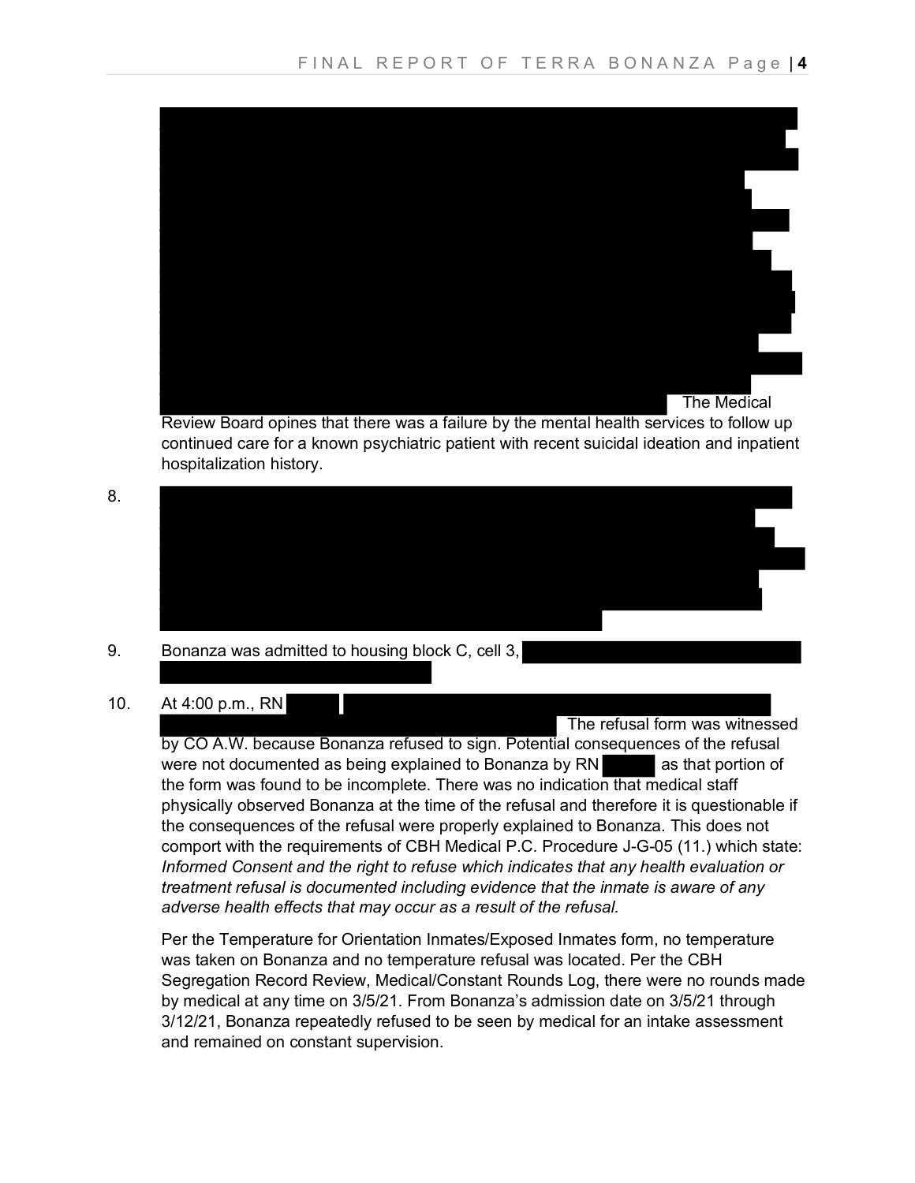The Medical Review Board opines that there was a failure by the mental health services to follow up continued care for a known psychiatric patient with recent suicidal ideation and inpatient hospitalization history.

8.

9. Bonanza was admitted to housing block C, cell 3,

10. At 4:00 p.m., RN The refusal form was witnessed by CO A.W. because Bonanza refused to sign. Potential consequences of the refusal were not documented as being explained to Bonanza by RN as that portion of the form was found to be incomplete. There was no indication that medical staff physically observed Bonanza at the time of the refusal and therefore it is questionable if the consequences of the refusal were properly explained to Bonanza. This does not comport with the requirements of CBH Medical P.C. Procedure J-G-05 (11.) which state: *Informed Consent and the right to refuse which indicates that any health evaluation or treatment refusal is documented including evidence that the inmate is aware of any adverse health effects that may occur as a result of the refusal.*

    Per the Temperature for Orientation Inmates/Exposed Inmates form, no temperature was taken on Bonanza and no temperature refusal was located. Per the CBH Segregation Record Review, Medical/Constant Rounds Log, there were no rounds made by medical at any time on 3/5/21. From Bonanza's admission date on 3/5/21 through 3/12/21, Bonanza repeatedly refused to be seen by medical for an intake assessment and remained on constant supervision.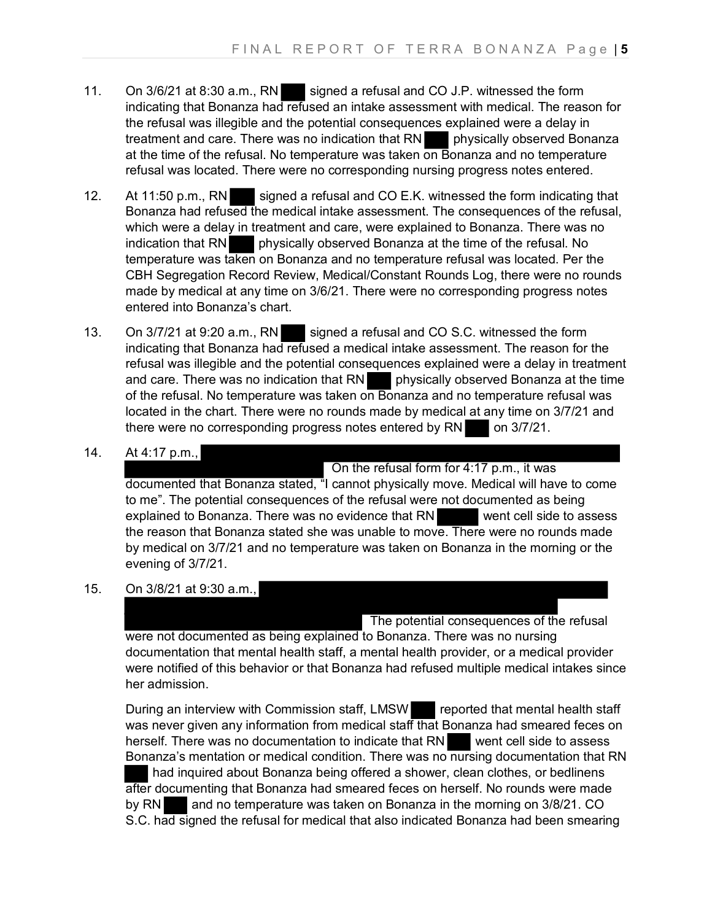11. On 3/6/21 at 8:30 a.m., RN ███ signed a refusal and CO J.P. witnessed the form indicating that Bonanza had refused an intake assessment with medical. The reason for the refusal was illegible and the potential consequences explained were a delay in treatment and care. There was no indication that RN ███ physically observed Bonanza at the time of the refusal. No temperature was taken on Bonanza and no temperature refusal was located. There were no corresponding nursing progress notes entered.

12. At 11:50 p.m., RN ███ signed a refusal and CO E.K. witnessed the form indicating that Bonanza had refused the medical intake assessment. The consequences of the refusal, which were a delay in treatment and care, were explained to Bonanza. There was no indication that RN ███ physically observed Bonanza at the time of the refusal. No temperature was taken on Bonanza and no temperature refusal was located. Per the CBH Segregation Record Review, Medical/Constant Rounds Log, there were no rounds made by medical at any time on 3/6/21. There were no corresponding progress notes entered into Bonanza's chart.

13. On 3/7/21 at 9:20 a.m., RN ███ signed a refusal and CO S.C. witnessed the form indicating that Bonanza had refused a medical intake assessment. The reason for the refusal was illegible and the potential consequences explained were a delay in treatment and care. There was no indication that RN ███ physically observed Bonanza at the time of the refusal. No temperature was taken on Bonanza and no temperature refusal was located in the chart. There were no rounds made by medical at any time on 3/7/21 and there were no corresponding progress notes entered by RN ███ on 3/7/21.

14. At 4:17 p.m., ███████ On the refusal form for 4:17 p.m., it was documented that Bonanza stated, "I cannot physically move. Medical will have to come to me". The potential consequences of the refusal were not documented as being explained to Bonanza. There was no evidence that RN ███ went cell side to assess the reason that Bonanza stated she was unable to move. There were no rounds made by medical on 3/7/21 and no temperature was taken on Bonanza in the morning or the evening of 3/7/21.

15. On 3/8/21 at 9:30 a.m., ███████ The potential consequences of the refusal were not documented as being explained to Bonanza. There was no nursing documentation that mental health staff, a mental health provider, or a medical provider were notified of this behavior or that Bonanza had refused multiple medical intakes since her admission.

    During an interview with Commission staff, LMSW ███ reported that mental health staff was never given any information from medical staff that Bonanza had smeared feces on herself. There was no documentation to indicate that RN ███ went cell side to assess Bonanza's mentation or medical condition. There was no nursing documentation that RN ███ had inquired about Bonanza being offered a shower, clean clothes, or bedlinens after documenting that Bonanza had smeared feces on herself. No rounds were made by RN ███ and no temperature was taken on Bonanza in the morning on 3/8/21. CO S.C. had signed the refusal for medical that also indicated Bonanza had been smearing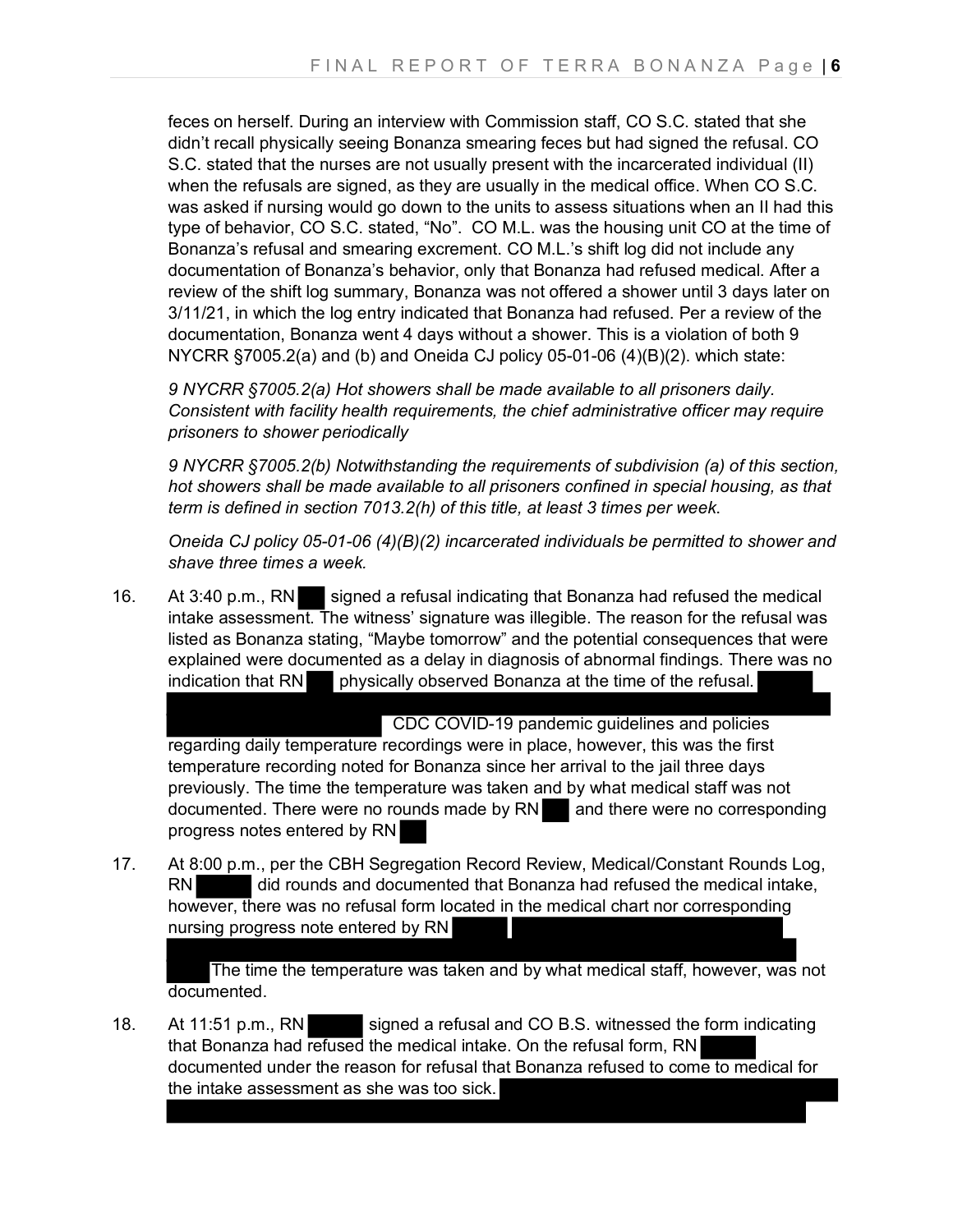feces on herself. During an interview with Commission staff, CO S.C. stated that she didn't recall physically seeing Bonanza smearing feces but had signed the refusal. CO S.C. stated that the nurses are not usually present with the incarcerated individual (II) when the refusals are signed, as they are usually in the medical office. When CO S.C. was asked if nursing would go down to the units to assess situations when an II had this type of behavior, CO S.C. stated, "No". CO M.L. was the housing unit CO at the time of Bonanza's refusal and smearing excrement. CO M.L.'s shift log did not include any documentation of Bonanza's behavior, only that Bonanza had refused medical. After a review of the shift log summary, Bonanza was not offered a shower until 3 days later on 3/11/21, in which the log entry indicated that Bonanza had refused. Per a review of the documentation, Bonanza went 4 days without a shower. This is a violation of both 9 NYCRR §7005.2(a) and (b) and Oneida CJ policy 05-01-06 (4)(B)(2). which state:

*9 NYCRR §7005.2(a) Hot showers shall be made available to all prisoners daily. Consistent with facility health requirements, the chief administrative officer may require prisoners to shower periodically*

*9 NYCRR §7005.2(b) Notwithstanding the requirements of subdivision (a) of this section, hot showers shall be made available to all prisoners confined in special housing, as that term is defined in section 7013.2(h) of this title, at least 3 times per week.*

*Oneida CJ policy 05-01-06 (4)(B)(2) incarcerated individuals be permitted to shower and shave three times a week.*

16. At 3:40 p.m., RN ███ signed a refusal indicating that Bonanza had refused the medical intake assessment. The witness' signature was illegible. The reason for the refusal was listed as Bonanza stating, "Maybe tomorrow" and the potential consequences that were explained were documented as a delay in diagnosis of abnormal findings. There was no indication that RN ███ physically observed Bonanza at the time of the refusal. ███ CDC COVID-19 pandemic guidelines and policies regarding daily temperature recordings were in place, however, this was the first temperature recording noted for Bonanza since her arrival to the jail three days previously. The time the temperature was taken and by what medical staff was not documented. There were no rounds made by RN ███ and there were no corresponding progress notes entered by RN ███

17. At 8:00 p.m., per the CBH Segregation Record Review, Medical/Constant Rounds Log, RN ███ did rounds and documented that Bonanza had refused the medical intake, however, there was no refusal form located in the medical chart nor corresponding nursing progress note entered by RN ███ The time the temperature was taken and by what medical staff, however, was not documented.

18. At 11:51 p.m., RN ███ signed a refusal and CO B.S. witnessed the form indicating that Bonanza had refused the medical intake. On the refusal form, RN ███ documented under the reason for refusal that Bonanza refused to come to medical for the intake assessment as she was too sick. ███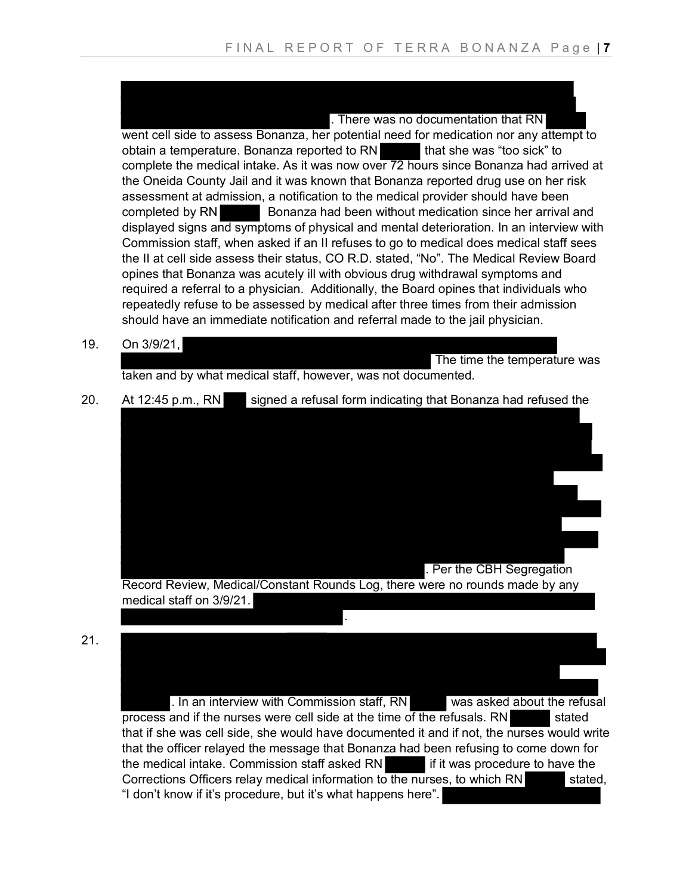. There was no documentation that RN went cell side to assess Bonanza, her potential need for medication nor any attempt to obtain a temperature. Bonanza reported to RN that she was "too sick" to complete the medical intake. As it was now over 72 hours since Bonanza had arrived at the Oneida County Jail and it was known that Bonanza reported drug use on her risk assessment at admission, a notification to the medical provider should have been completed by RN . Bonanza had been without medication since her arrival and displayed signs and symptoms of physical and mental deterioration. In an interview with Commission staff, when asked if an II refuses to go to medical does medical staff sees the II at cell side assess their status, CO R.D. stated, "No". The Medical Review Board opines that Bonanza was acutely ill with obvious drug withdrawal symptoms and required a referral to a physician. Additionally, the Board opines that individuals who repeatedly refuse to be assessed by medical after three times from their admission should have an immediate notification and referral made to the jail physician.

19. On 3/9/21, The time the temperature was taken and by what medical staff, however, was not documented.

20. At 12:45 p.m., RN signed a refusal form indicating that Bonanza had refused the . Per the CBH Segregation Record Review, Medical/Constant Rounds Log, there were no rounds made by any medical staff on 3/9/21. .

21. . In an interview with Commission staff, RN was asked about the refusal process and if the nurses were cell side at the time of the refusals. RN stated that if she was cell side, she would have documented it and if not, the nurses would write that the officer relayed the message that Bonanza had been refusing to come down for the medical intake. Commission staff asked RN if it was procedure to have the Corrections Officers relay medical information to the nurses, to which RN stated, "I don't know if it's procedure, but it's what happens here".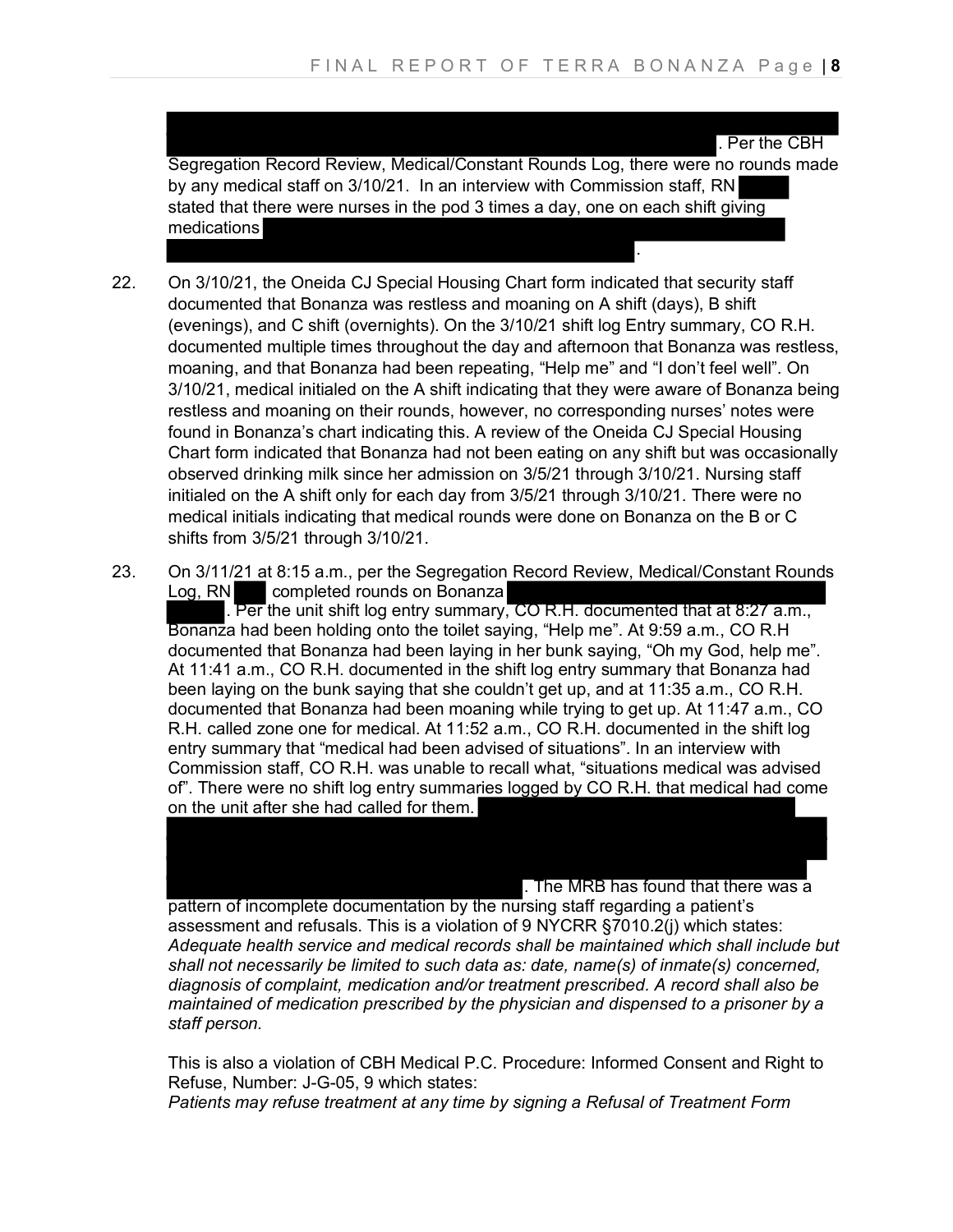. Per the CBH Segregation Record Review, Medical/Constant Rounds Log, there were no rounds made by any medical staff on 3/10/21. In an interview with Commission staff, RN stated that there were nurses in the pod 3 times a day, one on each shift giving medications .

22. On 3/10/21, the Oneida CJ Special Housing Chart form indicated that security staff documented that Bonanza was restless and moaning on A shift (days), B shift (evenings), and C shift (overnights). On the 3/10/21 shift log Entry summary, CO R.H. documented multiple times throughout the day and afternoon that Bonanza was restless, moaning, and that Bonanza had been repeating, "Help me" and "I don't feel well". On 3/10/21, medical initialed on the A shift indicating that they were aware of Bonanza being restless and moaning on their rounds, however, no corresponding nurses' notes were found in Bonanza's chart indicating this. A review of the Oneida CJ Special Housing Chart form indicated that Bonanza had not been eating on any shift but was occasionally observed drinking milk since her admission on 3/5/21 through 3/10/21. Nursing staff initialed on the A shift only for each day from 3/5/21 through 3/10/21. There were no medical initials indicating that medical rounds were done on Bonanza on the B or C shifts from 3/5/21 through 3/10/21.

23. On 3/11/21 at 8:15 a.m., per the Segregation Record Review, Medical/Constant Rounds Log, RN completed rounds on Bonanza . Per the unit shift log entry summary, CO R.H. documented that at 8:27 a.m., Bonanza had been holding onto the toilet saying, "Help me". At 9:59 a.m., CO R.H documented that Bonanza had been laying in her bunk saying, "Oh my God, help me". At 11:41 a.m., CO R.H. documented in the shift log entry summary that Bonanza had been laying on the bunk saying that she couldn't get up, and at 11:35 a.m., CO R.H. documented that Bonanza had been moaning while trying to get up. At 11:47 a.m., CO R.H. called zone one for medical. At 11:52 a.m., CO R.H. documented in the shift log entry summary that "medical had been advised of situations". In an interview with Commission staff, CO R.H. was unable to recall what, "situations medical was advised of". There were no shift log entry summaries logged by CO R.H. that medical had come on the unit after she had called for them. . The MRB has found that there was a pattern of incomplete documentation by the nursing staff regarding a patient's assessment and refusals. This is a violation of 9 NYCRR §7010.2(j) which states: *Adequate health service and medical records shall be maintained which shall include but shall not necessarily be limited to such data as: date, name(s) of inmate(s) concerned, diagnosis of complaint, medication and/or treatment prescribed. A record shall also be maintained of medication prescribed by the physician and dispensed to a prisoner by a staff person.*

    This is also a violation of CBH Medical P.C. Procedure: Informed Consent and Right to Refuse, Number: J-G-05, 9 which states:
    *Patients may refuse treatment at any time by signing a Refusal of Treatment Form*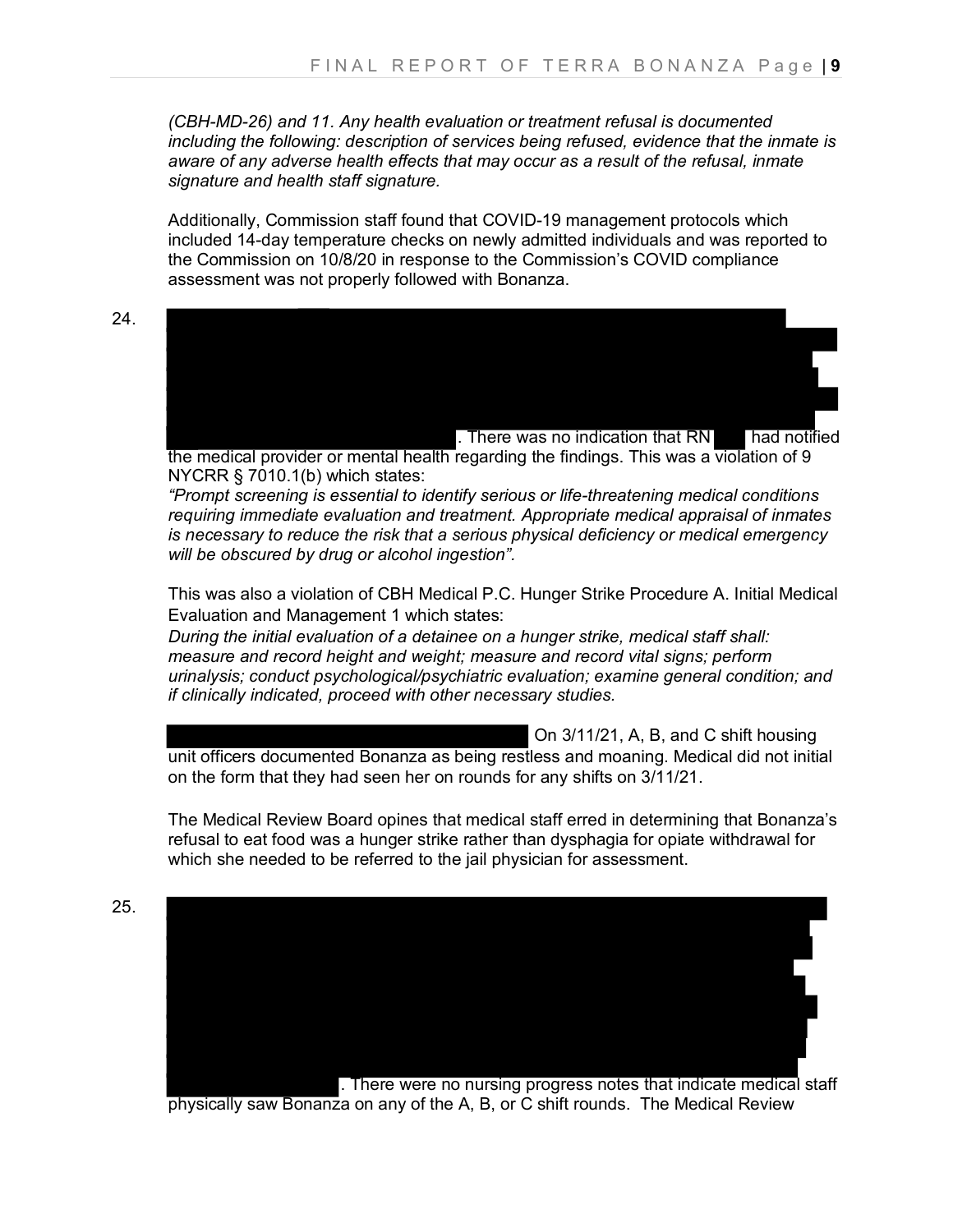*(CBH-MD-26) and 11. Any health evaluation or treatment refusal is documented including the following: description of services being refused, evidence that the inmate is aware of any adverse health effects that may occur as a result of the refusal, inmate signature and health staff signature.*

Additionally, Commission staff found that COVID-19 management protocols which included 14-day temperature checks on newly admitted individuals and was reported to the Commission on 10/8/20 in response to the Commission's COVID compliance assessment was not properly followed with Bonanza.

24. [REDACTED]. There was no indication that RN [REDACTED] had notified the medical provider or mental health regarding the findings. This was a violation of 9 NYCRR § 7010.1(b) which states:
*"Prompt screening is essential to identify serious or life-threatening medical conditions requiring immediate evaluation and treatment. Appropriate medical appraisal of inmates is necessary to reduce the risk that a serious physical deficiency or medical emergency will be obscured by drug or alcohol ingestion".*

This was also a violation of CBH Medical P.C. Hunger Strike Procedure A. Initial Medical Evaluation and Management 1 which states:
*During the initial evaluation of a detainee on a hunger strike, medical staff shall: measure and record height and weight; measure and record vital signs; perform urinalysis; conduct psychological/psychiatric evaluation; examine general condition; and if clinically indicated, proceed with other necessary studies.*

[REDACTED] On 3/11/21, A, B, and C shift housing unit officers documented Bonanza as being restless and moaning. Medical did not initial on the form that they had seen her on rounds for any shifts on 3/11/21.

The Medical Review Board opines that medical staff erred in determining that Bonanza's refusal to eat food was a hunger strike rather than dysphagia for opiate withdrawal for which she needed to be referred to the jail physician for assessment.

25. [REDACTED]. There were no nursing progress notes that indicate medical staff physically saw Bonanza on any of the A, B, or C shift rounds. The Medical Review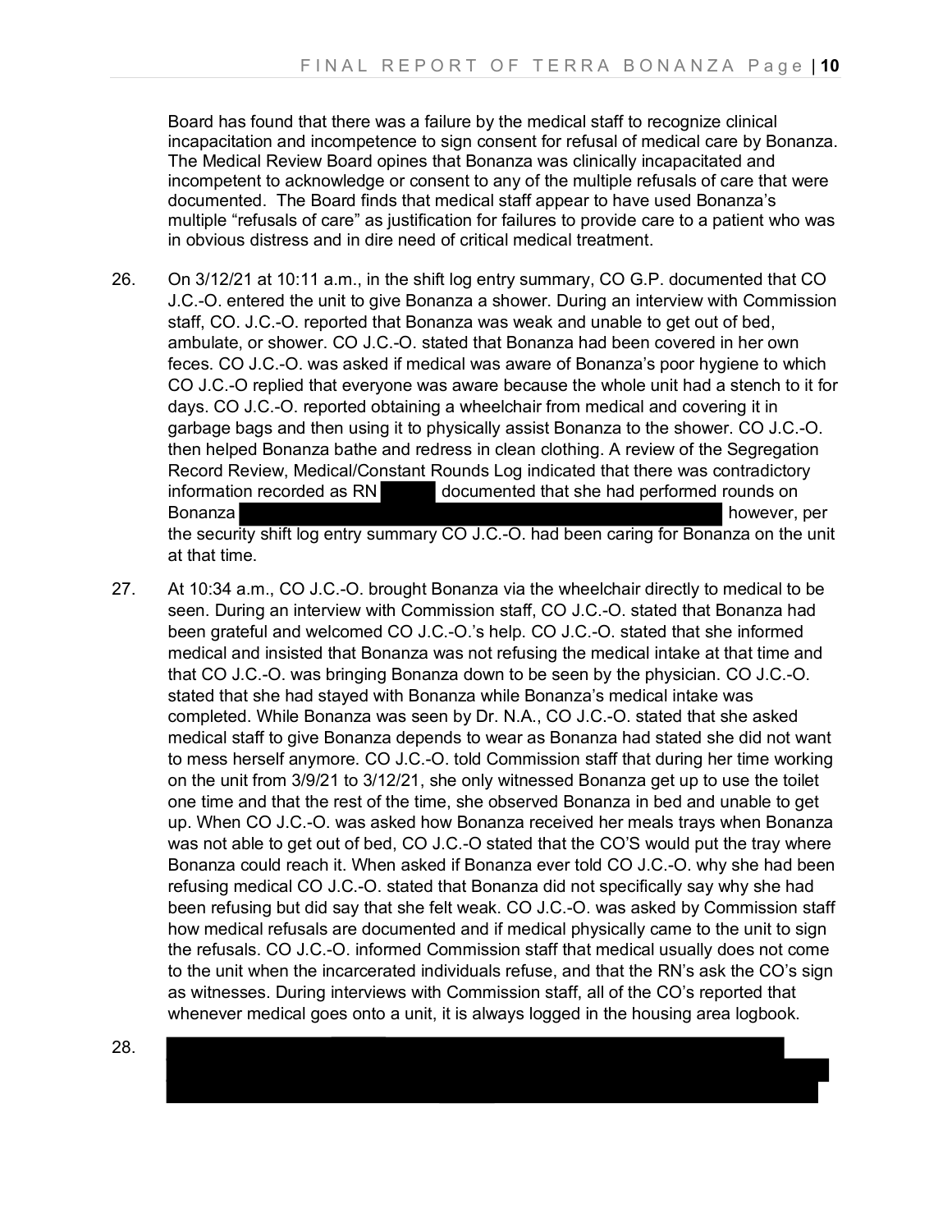Board has found that there was a failure by the medical staff to recognize clinical incapacitation and incompetence to sign consent for refusal of medical care by Bonanza. The Medical Review Board opines that Bonanza was clinically incapacitated and incompetent to acknowledge or consent to any of the multiple refusals of care that were documented. The Board finds that medical staff appear to have used Bonanza's multiple "refusals of care" as justification for failures to provide care to a patient who was in obvious distress and in dire need of critical medical treatment.

26. On 3/12/21 at 10:11 a.m., in the shift log entry summary, CO G.P. documented that CO J.C.-O. entered the unit to give Bonanza a shower. During an interview with Commission staff, CO. J.C.-O. reported that Bonanza was weak and unable to get out of bed, ambulate, or shower. CO J.C.-O. stated that Bonanza had been covered in her own feces. CO J.C.-O. was asked if medical was aware of Bonanza's poor hygiene to which CO J.C.-O replied that everyone was aware because the whole unit had a stench to it for days. CO J.C.-O. reported obtaining a wheelchair from medical and covering it in garbage bags and then using it to physically assist Bonanza to the shower. CO J.C.-O. then helped Bonanza bathe and redress in clean clothing. A review of the Segregation Record Review, Medical/Constant Rounds Log indicated that there was contradictory information recorded as RN [REDACTED] documented that she had performed rounds on Bonanza [REDACTED] however, per the security shift log entry summary CO J.C.-O. had been caring for Bonanza on the unit at that time.

27. At 10:34 a.m., CO J.C.-O. brought Bonanza via the wheelchair directly to medical to be seen. During an interview with Commission staff, CO J.C.-O. stated that Bonanza had been grateful and welcomed CO J.C.-O.'s help. CO J.C.-O. stated that she informed medical and insisted that Bonanza was not refusing the medical intake at that time and that CO J.C.-O. was bringing Bonanza down to be seen by the physician. CO J.C.-O. stated that she had stayed with Bonanza while Bonanza's medical intake was completed. While Bonanza was seen by Dr. N.A., CO J.C.-O. stated that she asked medical staff to give Bonanza depends to wear as Bonanza had stated she did not want to mess herself anymore. CO J.C.-O. told Commission staff that during her time working on the unit from 3/9/21 to 3/12/21, she only witnessed Bonanza get up to use the toilet one time and that the rest of the time, she observed Bonanza in bed and unable to get up. When CO J.C.-O. was asked how Bonanza received her meals trays when Bonanza was not able to get out of bed, CO J.C.-O stated that the CO'S would put the tray where Bonanza could reach it. When asked if Bonanza ever told CO J.C.-O. why she had been refusing medical CO J.C.-O. stated that Bonanza did not specifically say why she had been refusing but did say that she felt weak. CO J.C.-O. was asked by Commission staff how medical refusals are documented and if medical physically came to the unit to sign the refusals. CO J.C.-O. informed Commission staff that medical usually does not come to the unit when the incarcerated individuals refuse, and that the RN's ask the CO's sign as witnesses. During interviews with Commission staff, all of the CO's reported that whenever medical goes onto a unit, it is always logged in the housing area logbook.

28. [REDACTED]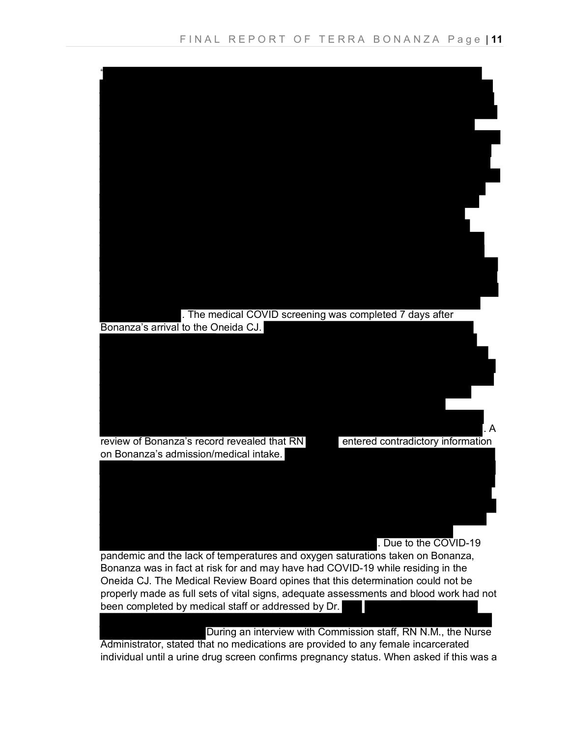“. The medical COVID screening was completed 7 days after Bonanza's arrival to the Oneida CJ.

. A review of Bonanza's record revealed that RN  entered contradictory information on Bonanza's admission/medical intake.

. Due to the COVID-19 pandemic and the lack of temperatures and oxygen saturations taken on Bonanza, Bonanza was in fact at risk for and may have had COVID-19 while residing in the Oneida CJ. The Medical Review Board opines that this determination could not be properly made as full sets of vital signs, adequate assessments and blood work had not been completed by medical staff or addressed by Dr.

During an interview with Commission staff, RN N.M., the Nurse Administrator, stated that no medications are provided to any female incarcerated individual until a urine drug screen confirms pregnancy status. When asked if this was a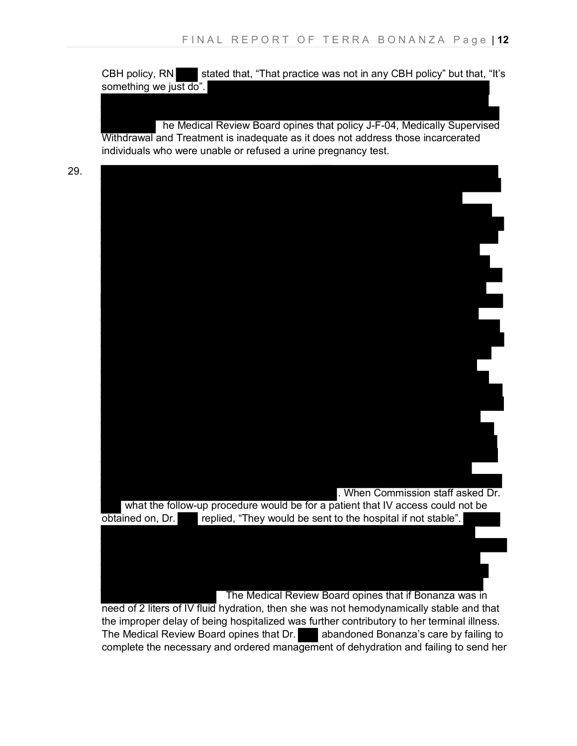CBH policy, RN ████ stated that, "That practice was not in any CBH policy" but that, "It's something we just do". ████████████████████████ ██████████████████████ he Medical Review Board opines that policy J-F-04, Medically Supervised Withdrawal and Treatment is inadequate as it does not address those incarcerated individuals who were unable or refused a urine pregnancy test.

29. ████████████████████████████████████████████████████████████████████████████████████████████████████████████████████████████████████████████████. When Commission staff asked Dr. ████ what the follow-up procedure would be for a patient that IV access could not be obtained on, Dr. ████ replied, "They would be sent to the hospital if not stable". ████████████████████████████████████████████ The Medical Review Board opines that if Bonanza was in need of 2 liters of IV fluid hydration, then she was not hemodynamically stable and that the improper delay of being hospitalized was further contributory to her terminal illness. The Medical Review Board opines that Dr. ████ abandoned Bonanza's care by failing to complete the necessary and ordered management of dehydration and failing to send her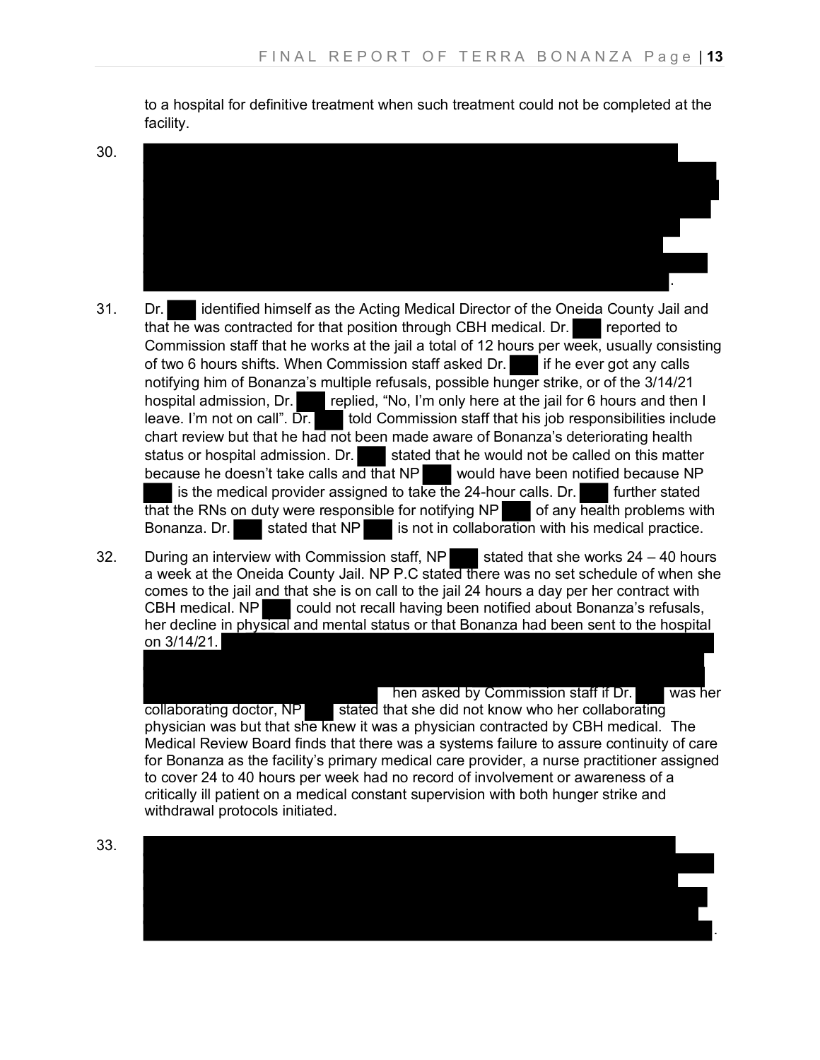to a hospital for definitive treatment when such treatment could not be completed at the facility.

30. [REDACTED].

31. Dr. [REDACTED] identified himself as the Acting Medical Director of the Oneida County Jail and that he was contracted for that position through CBH medical. Dr. [REDACTED] reported to Commission staff that he works at the jail a total of 12 hours per week, usually consisting of two 6 hours shifts. When Commission staff asked Dr. [REDACTED] if he ever got any calls notifying him of Bonanza's multiple refusals, possible hunger strike, or of the 3/14/21 hospital admission, Dr. [REDACTED] replied, "No, I'm only here at the jail for 6 hours and then I leave. I'm not on call". Dr. [REDACTED] told Commission staff that his job responsibilities include chart review but that he had not been made aware of Bonanza's deteriorating health status or hospital admission. Dr. [REDACTED] stated that he would not be called on this matter because he doesn't take calls and that NP [REDACTED] would have been notified because NP [REDACTED] is the medical provider assigned to take the 24-hour calls. Dr. [REDACTED] further stated that the RNs on duty were responsible for notifying NP [REDACTED] of any health problems with Bonanza. Dr. [REDACTED] stated that NP [REDACTED] is not in collaboration with his medical practice.

32. During an interview with Commission staff, NP [REDACTED] stated that she works 24 – 40 hours a week at the Oneida County Jail. NP P.C stated there was no set schedule of when she comes to the jail and that she is on call to the jail 24 hours a day per her contract with CBH medical. NP [REDACTED] could not recall having been notified about Bonanza's refusals, her decline in physical and mental status or that Bonanza had been sent to the hospital on 3/14/21. [REDACTED] hen asked by Commission staff if Dr. [REDACTED] was her collaborating doctor, NP [REDACTED] stated that she did not know who her collaborating physician was but that she knew it was a physician contracted by CBH medical. The Medical Review Board finds that there was a systems failure to assure continuity of care for Bonanza as the facility's primary medical care provider, a nurse practitioner assigned to cover 24 to 40 hours per week had no record of involvement or awareness of a critically ill patient on a medical constant supervision with both hunger strike and withdrawal protocols initiated.

33. [REDACTED].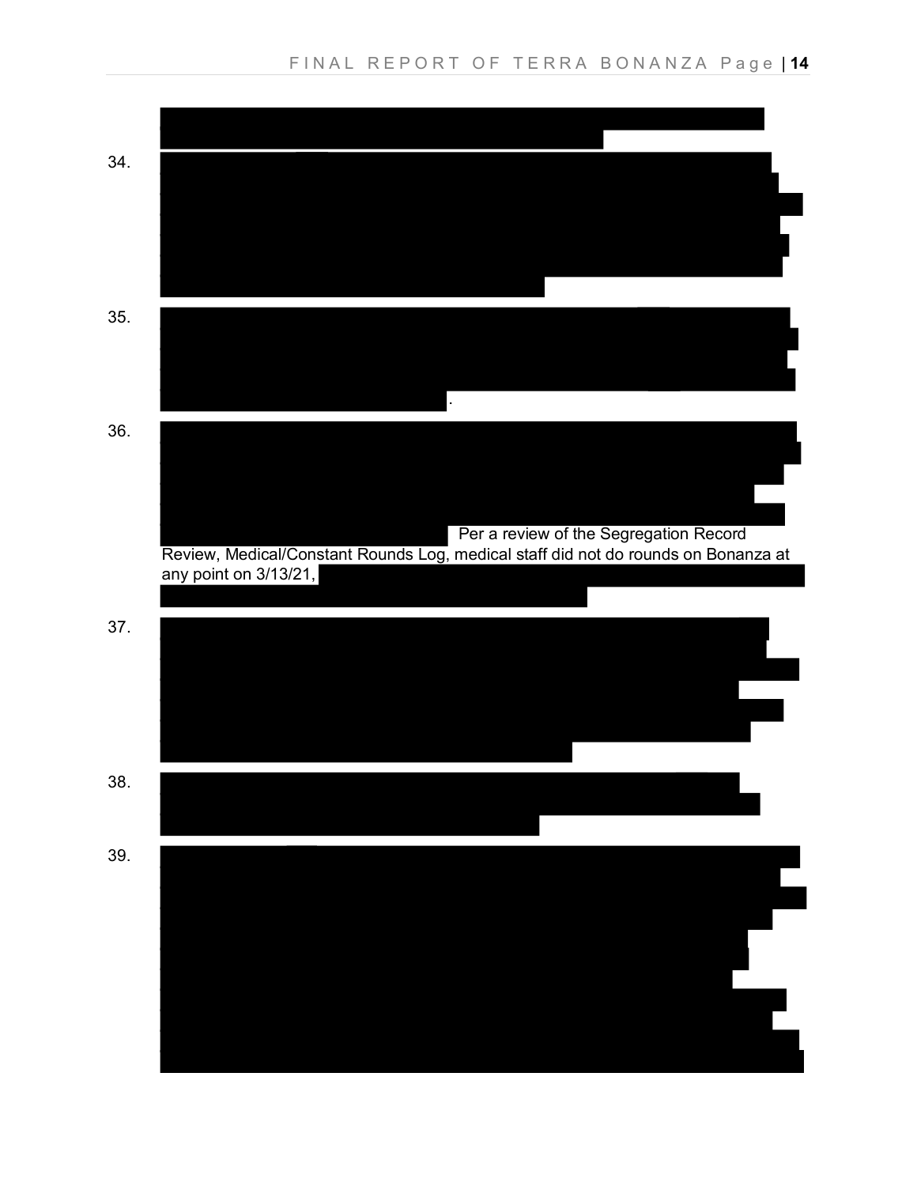34.

35.

.

36.

Per a review of the Segregation Record Review, Medical/Constant Rounds Log, medical staff did not do rounds on Bonanza at any point on 3/13/21,

37.

38.

39.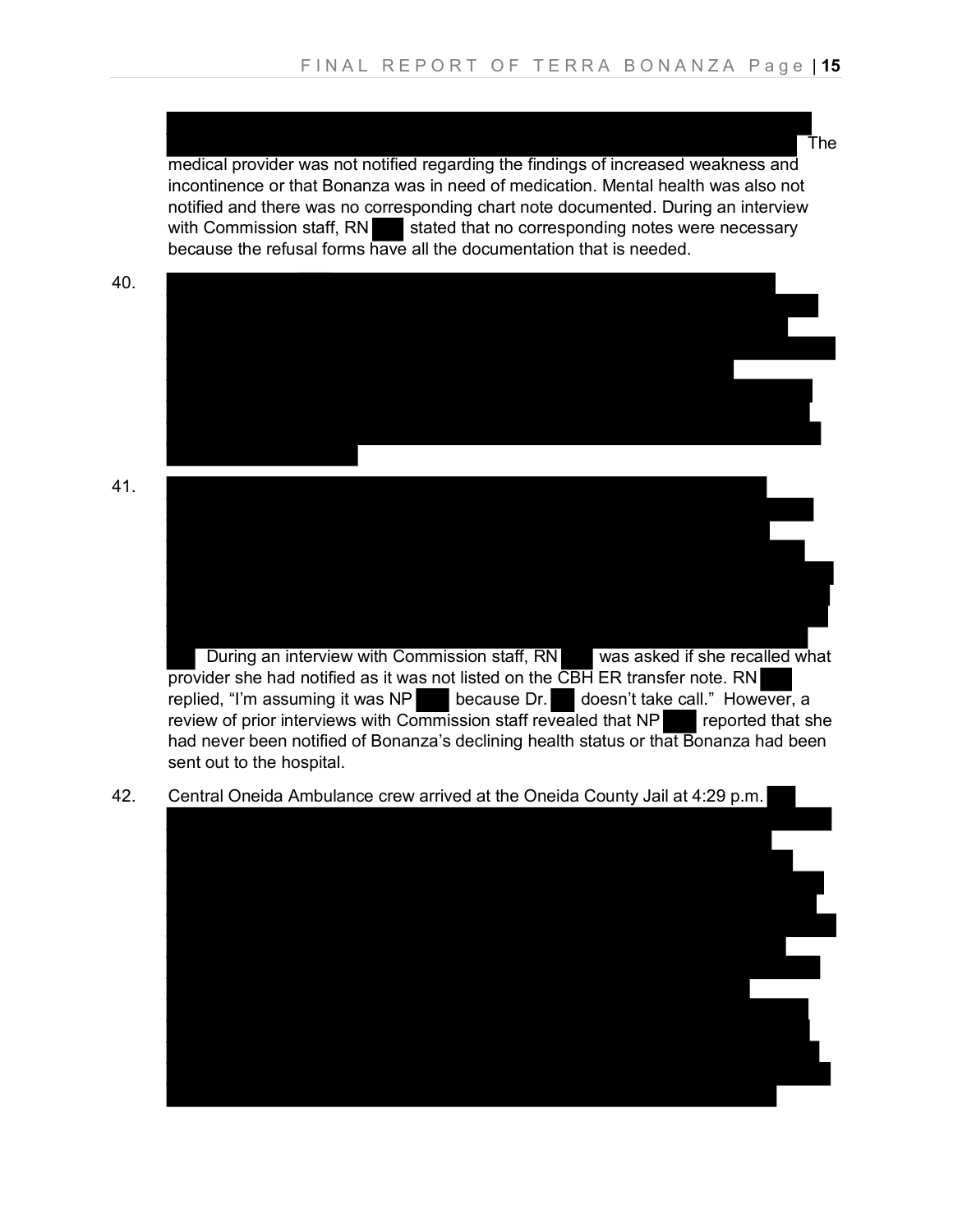The medical provider was not notified regarding the findings of increased weakness and incontinence or that Bonanza was in need of medication. Mental health was also not notified and there was no corresponding chart note documented. During an interview with Commission staff, RN stated that no corresponding notes were necessary because the refusal forms have all the documentation that is needed.

40.

41. During an interview with Commission staff, RN was asked if she recalled what provider she had notified as it was not listed on the CBH ER transfer note. RN replied, "I'm assuming it was NP because Dr. doesn't take call." However, a review of prior interviews with Commission staff revealed that NP reported that she had never been notified of Bonanza's declining health status or that Bonanza had been sent out to the hospital.

42. Central Oneida Ambulance crew arrived at the Oneida County Jail at 4:29 p.m.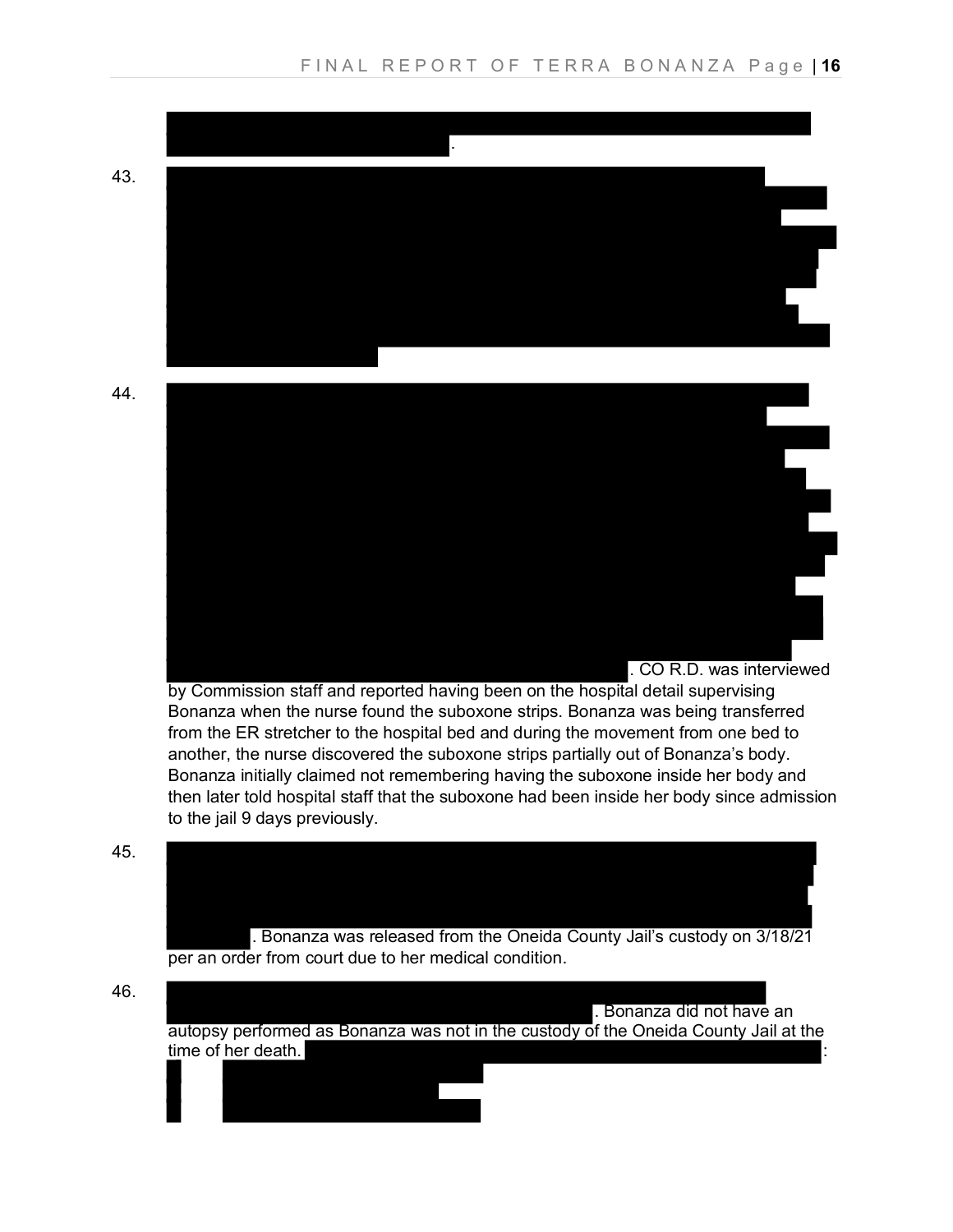.

43.

44. . CO R.D. was interviewed by Commission staff and reported having been on the hospital detail supervising Bonanza when the nurse found the suboxone strips. Bonanza was being transferred from the ER stretcher to the hospital bed and during the movement from one bed to another, the nurse discovered the suboxone strips partially out of Bonanza's body. Bonanza initially claimed not remembering having the suboxone inside her body and then later told hospital staff that the suboxone had been inside her body since admission to the jail 9 days previously.

45. . Bonanza was released from the Oneida County Jail's custody on 3/18/21 per an order from court due to her medical condition.

46. . Bonanza did not have an autopsy performed as Bonanza was not in the custody of the Oneida County Jail at the time of her death. :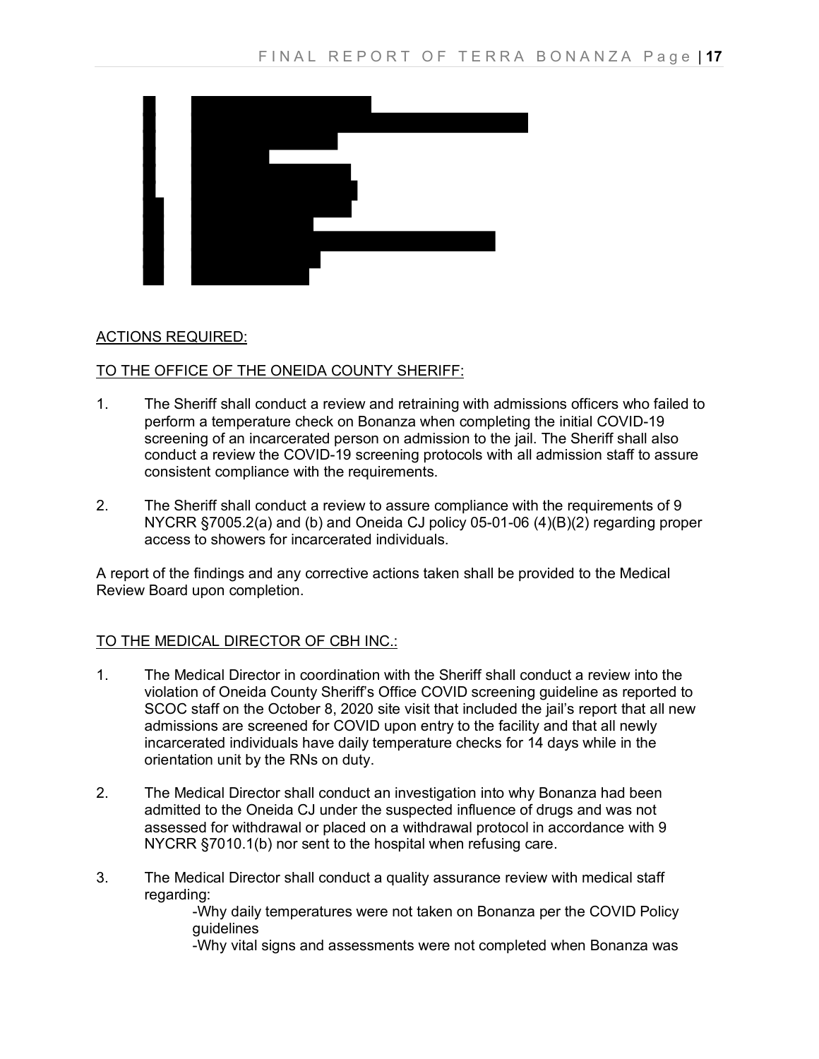ACTIONS REQUIRED:

TO THE OFFICE OF THE ONEIDA COUNTY SHERIFF:

1. The Sheriff shall conduct a review and retraining with admissions officers who failed to perform a temperature check on Bonanza when completing the initial COVID-19 screening of an incarcerated person on admission to the jail. The Sheriff shall also conduct a review the COVID-19 screening protocols with all admission staff to assure consistent compliance with the requirements.

2. The Sheriff shall conduct a review to assure compliance with the requirements of 9 NYCRR §7005.2(a) and (b) and Oneida CJ policy 05-01-06 (4)(B)(2) regarding proper access to showers for incarcerated individuals.

A report of the findings and any corrective actions taken shall be provided to the Medical Review Board upon completion.

TO THE MEDICAL DIRECTOR OF CBH INC.:

1. The Medical Director in coordination with the Sheriff shall conduct a review into the violation of Oneida County Sheriff's Office COVID screening guideline as reported to SCOC staff on the October 8, 2020 site visit that included the jail's report that all new admissions are screened for COVID upon entry to the facility and that all newly incarcerated individuals have daily temperature checks for 14 days while in the orientation unit by the RNs on duty.

2. The Medical Director shall conduct an investigation into why Bonanza had been admitted to the Oneida CJ under the suspected influence of drugs and was not assessed for withdrawal or placed on a withdrawal protocol in accordance with 9 NYCRR §7010.1(b) nor sent to the hospital when refusing care.

3. The Medical Director shall conduct a quality assurance review with medical staff regarding:

   -Why daily temperatures were not taken on Bonanza per the COVID Policy guidelines

   -Why vital signs and assessments were not completed when Bonanza was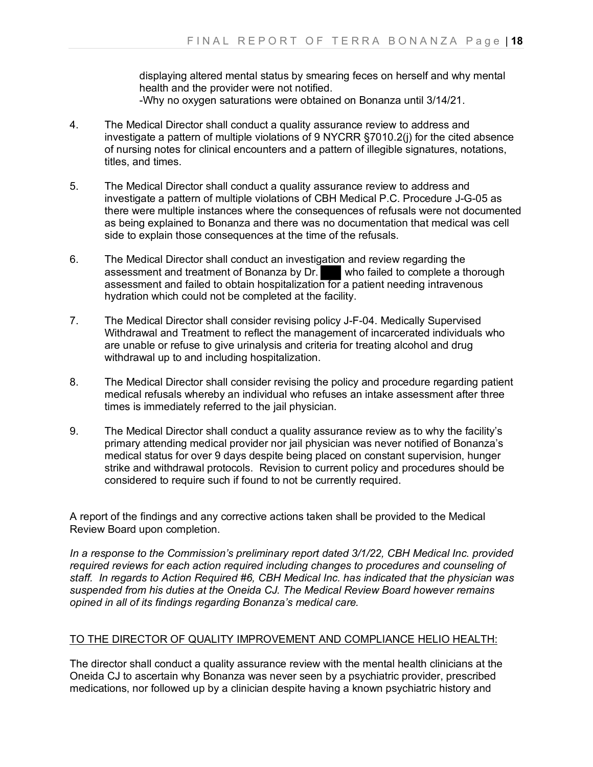displaying altered mental status by smearing feces on herself and why mental health and the provider were not notified.
-Why no oxygen saturations were obtained on Bonanza until 3/14/21.

4. The Medical Director shall conduct a quality assurance review to address and investigate a pattern of multiple violations of 9 NYCRR §7010.2(j) for the cited absence of nursing notes for clinical encounters and a pattern of illegible signatures, notations, titles, and times.

5. The Medical Director shall conduct a quality assurance review to address and investigate a pattern of multiple violations of CBH Medical P.C. Procedure J-G-05 as there were multiple instances where the consequences of refusals were not documented as being explained to Bonanza and there was no documentation that medical was cell side to explain those consequences at the time of the refusals.

6. The Medical Director shall conduct an investigation and review regarding the assessment and treatment of Bonanza by Dr. ███ who failed to complete a thorough assessment and failed to obtain hospitalization for a patient needing intravenous hydration which could not be completed at the facility.

7. The Medical Director shall consider revising policy J-F-04. Medically Supervised Withdrawal and Treatment to reflect the management of incarcerated individuals who are unable or refuse to give urinalysis and criteria for treating alcohol and drug withdrawal up to and including hospitalization.

8. The Medical Director shall consider revising the policy and procedure regarding patient medical refusals whereby an individual who refuses an intake assessment after three times is immediately referred to the jail physician.

9. The Medical Director shall conduct a quality assurance review as to why the facility's primary attending medical provider nor jail physician was never notified of Bonanza's medical status for over 9 days despite being placed on constant supervision, hunger strike and withdrawal protocols. Revision to current policy and procedures should be considered to require such if found to not be currently required.

A report of the findings and any corrective actions taken shall be provided to the Medical Review Board upon completion.

*In a response to the Commission's preliminary report dated 3/1/22, CBH Medical Inc. provided required reviews for each action required including changes to procedures and counseling of staff. In regards to Action Required #6, CBH Medical Inc. has indicated that the physician was suspended from his duties at the Oneida CJ. The Medical Review Board however remains opined in all of its findings regarding Bonanza's medical care.*

<u>TO THE DIRECTOR OF QUALITY IMPROVEMENT AND COMPLIANCE HELIO HEALTH:</u>

The director shall conduct a quality assurance review with the mental health clinicians at the Oneida CJ to ascertain why Bonanza was never seen by a psychiatric provider, prescribed medications, nor followed up by a clinician despite having a known psychiatric history and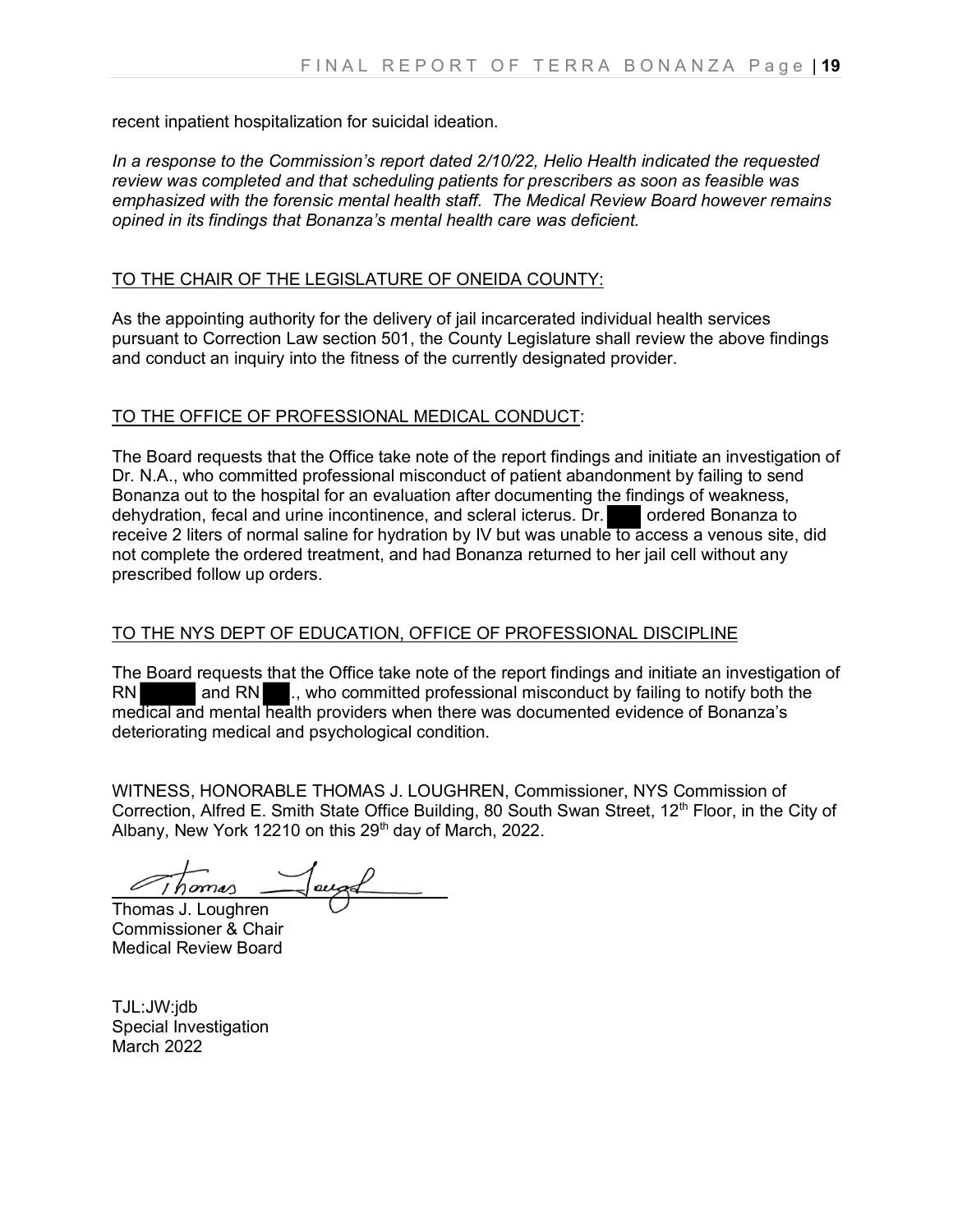recent inpatient hospitalization for suicidal ideation.

*In a response to the Commission's report dated 2/10/22, Helio Health indicated the requested review was completed and that scheduling patients for prescribers as soon as feasible was emphasized with the forensic mental health staff. The Medical Review Board however remains opined in its findings that Bonanza's mental health care was deficient.*

TO THE CHAIR OF THE LEGISLATURE OF ONEIDA COUNTY:

As the appointing authority for the delivery of jail incarcerated individual health services pursuant to Correction Law section 501, the County Legislature shall review the above findings and conduct an inquiry into the fitness of the currently designated provider.

TO THE OFFICE OF PROFESSIONAL MEDICAL CONDUCT:

The Board requests that the Office take note of the report findings and initiate an investigation of Dr. N.A., who committed professional misconduct of patient abandonment by failing to send Bonanza out to the hospital for an evaluation after documenting the findings of weakness, dehydration, fecal and urine incontinence, and scleral icterus. Dr. ███ ordered Bonanza to receive 2 liters of normal saline for hydration by IV but was unable to access a venous site, did not complete the ordered treatment, and had Bonanza returned to her jail cell without any prescribed follow up orders.

TO THE NYS DEPT OF EDUCATION, OFFICE OF PROFESSIONAL DISCIPLINE

The Board requests that the Office take note of the report findings and initiate an investigation of RN █████ and RN ███., who committed professional misconduct by failing to notify both the medical and mental health providers when there was documented evidence of Bonanza's deteriorating medical and psychological condition.

WITNESS, HONORABLE THOMAS J. LOUGHREN, Commissioner, NYS Commission of Correction, Alfred E. Smith State Office Building, 80 South Swan Street, 12th Floor, in the City of Albany, New York 12210 on this 29th day of March, 2022.

Thomas J. Loughren
Commissioner & Chair
Medical Review Board

TJL:JW:jdb
Special Investigation
March 2022